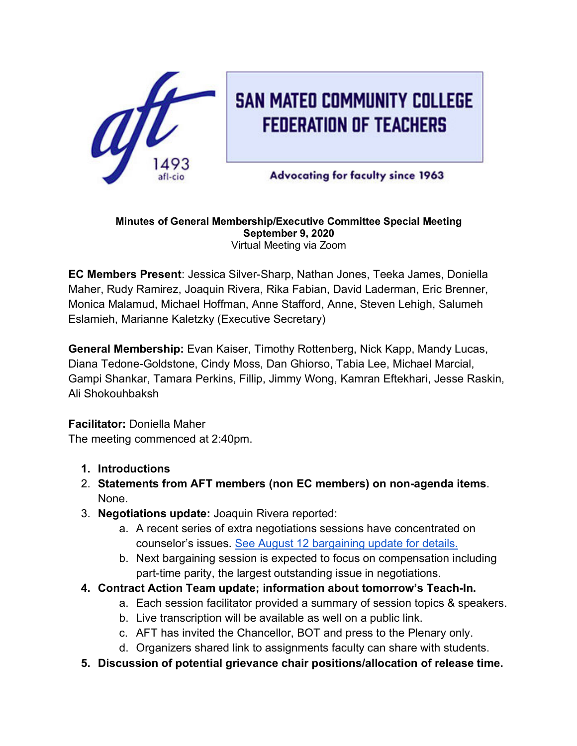# SAN MATEO COMMUNITY COLLEGE FEDERATION OF TEACHERS

aft 1493 afl-cio

Advocating for faculty since 1963

**Minutes of General Membership/Executive Committee Special Meeting**
**September 9, 2020**
Virtual Meeting via Zoom

**EC Members Present**: Jessica Silver-Sharp, Nathan Jones, Teeka James, Doniella Maher, Rudy Ramirez, Joaquin Rivera, Rika Fabian, David Laderman, Eric Brenner, Monica Malamud, Michael Hoffman, Anne Stafford, Anne, Steven Lehigh, Salumeh Eslamieh, Marianne Kaletzky (Executive Secretary)

**General Membership:** Evan Kaiser, Timothy Rottenberg, Nick Kapp, Mandy Lucas, Diana Tedone-Goldstone, Cindy Moss, Dan Ghiorso, Tabia Lee, Michael Marcial, Gampi Shankar, Tamara Perkins, Fillip, Jimmy Wong, Kamran Eftekhari, Jesse Raskin, Ali Shokouhbaksh

**Facilitator:** Doniella Maher
The meeting commenced at 2:40pm.

1. **Introductions**
2. **Statements from AFT members (non EC members) on non-agenda items**. None.
3. **Negotiations update:** Joaquin Rivera reported:
   a. A recent series of extra negotiations sessions have concentrated on counselor's issues. See August 12 bargaining update for details.
   b. Next bargaining session is expected to focus on compensation including part-time parity, the largest outstanding issue in negotiations.
4. **Contract Action Team update; information about tomorrow's Teach-In.**
   a. Each session facilitator provided a summary of session topics & speakers.
   b. Live transcription will be available as well on a public link.
   c. AFT has invited the Chancellor, BOT and press to the Plenary only.
   d. Organizers shared link to assignments faculty can share with students.
5. **Discussion of potential grievance chair positions/allocation of release time.**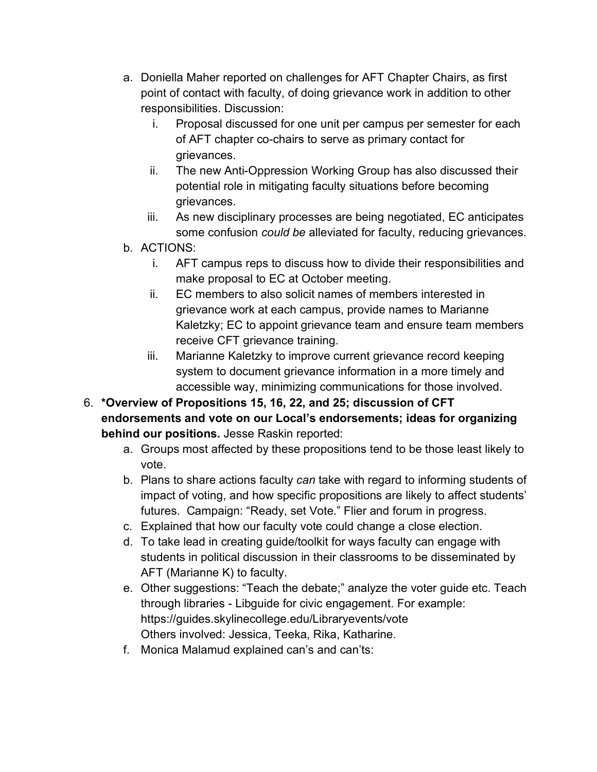a. Doniella Maher reported on challenges for AFT Chapter Chairs, as first point of contact with faculty, of doing grievance work in addition to other responsibilities. Discussion:
      i. Proposal discussed for one unit per campus per semester for each of AFT chapter co-chairs to serve as primary contact for grievances.
      ii. The new Anti-Oppression Working Group has also discussed their potential role in mitigating faculty situations before becoming grievances.
      iii. As new disciplinary processes are being negotiated, EC anticipates some confusion *could be* alleviated for faculty, reducing grievances.
   b. ACTIONS:
      i. AFT campus reps to discuss how to divide their responsibilities and make proposal to EC at October meeting.
      ii. EC members to also solicit names of members interested in grievance work at each campus, provide names to Marianne Kaletzky; EC to appoint grievance team and ensure team members receive CFT grievance training.
      iii. Marianne Kaletzky to improve current grievance record keeping system to document grievance information in a more timely and accessible way, minimizing communications for those involved.

6. ***Overview of Propositions 15, 16, 22, and 25; discussion of CFT endorsements and vote on our Local's endorsements; ideas for organizing behind our positions.** Jesse Raskin reported:
   a. Groups most affected by these propositions tend to be those least likely to vote.
   b. Plans to share actions faculty *can* take with regard to informing students of impact of voting, and how specific propositions are likely to affect students' futures. Campaign: "Ready, set Vote." Flier and forum in progress.
   c. Explained that how our faculty vote could change a close election.
   d. To take lead in creating guide/toolkit for ways faculty can engage with students in political discussion in their classrooms to be disseminated by AFT (Marianne K) to faculty.
   e. Other suggestions: "Teach the debate;" analyze the voter guide etc. Teach through libraries - Libguide for civic engagement. For example: https://guides.skylinecollege.edu/Libraryevents/vote
      Others involved: Jessica, Teeka, Rika, Katharine.
   f. Monica Malamud explained can's and can'ts: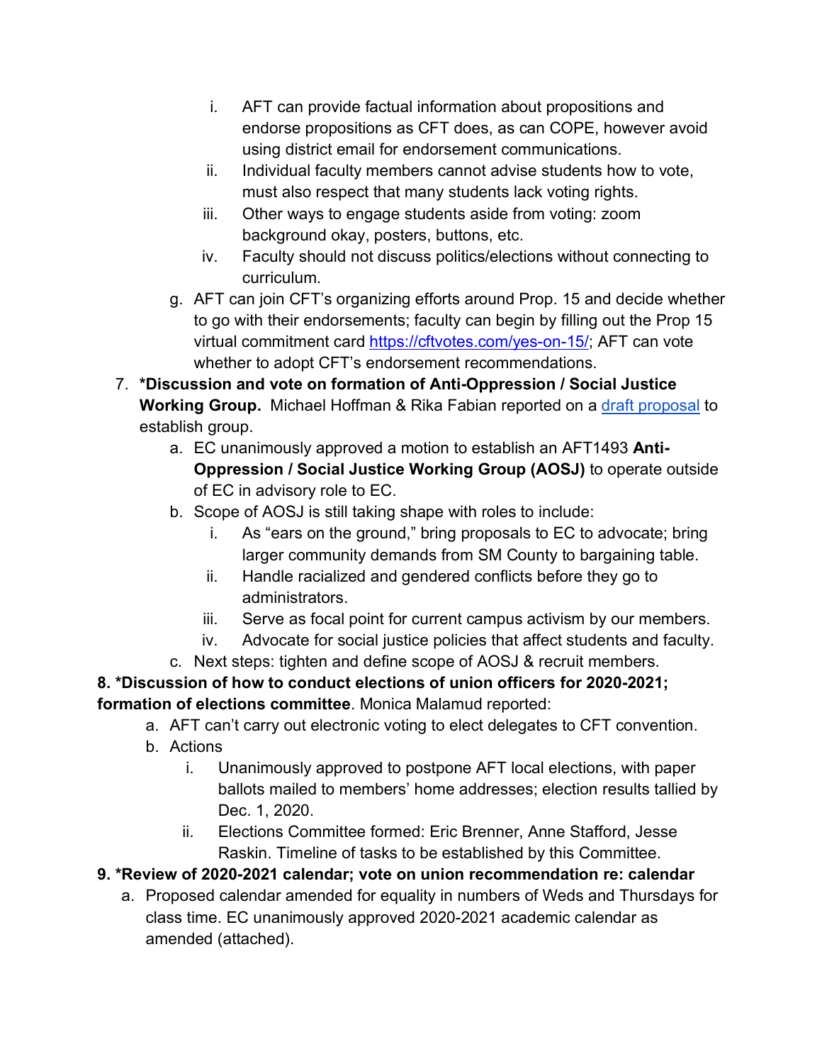i. AFT can provide factual information about propositions and endorse propositions as CFT does, as can COPE, however avoid using district email for endorsement communications.
      ii. Individual faculty members cannot advise students how to vote, must also respect that many students lack voting rights.
      iii. Other ways to engage students aside from voting: zoom background okay, posters, buttons, etc.
      iv. Faculty should not discuss politics/elections without connecting to curriculum.
   g. AFT can join CFT's organizing efforts around Prop. 15 and decide whether to go with their endorsements; faculty can begin by filling out the Prop 15 virtual commitment card https://cftvotes.com/yes-on-15/; AFT can vote whether to adopt CFT's endorsement recommendations.

7. **\*Discussion and vote on formation of Anti-Oppression / Social Justice Working Group.** Michael Hoffman & Rika Fabian reported on a draft proposal to establish group.
   a. EC unanimously approved a motion to establish an AFT1493 **Anti-Oppression / Social Justice Working Group (AOSJ)** to operate outside of EC in advisory role to EC.
   b. Scope of AOSJ is still taking shape with roles to include:
      i. As "ears on the ground," bring proposals to EC to advocate; bring larger community demands from SM County to bargaining table.
      ii. Handle racialized and gendered conflicts before they go to administrators.
      iii. Serve as focal point for current campus activism by our members.
      iv. Advocate for social justice policies that affect students and faculty.
   c. Next steps: tighten and define scope of AOSJ & recruit members.

**8. \*Discussion of how to conduct elections of union officers for 2020-2021; formation of elections committee**. Monica Malamud reported:
   a. AFT can't carry out electronic voting to elect delegates to CFT convention.
   b. Actions
      i. Unanimously approved to postpone AFT local elections, with paper ballots mailed to members' home addresses; election results tallied by Dec. 1, 2020.
      ii. Elections Committee formed: Eric Brenner, Anne Stafford, Jesse Raskin. Timeline of tasks to be established by this Committee.

**9. \*Review of 2020-2021 calendar; vote on union recommendation re: calendar**
   a. Proposed calendar amended for equality in numbers of Weds and Thursdays for class time. EC unanimously approved 2020-2021 academic calendar as amended (attached).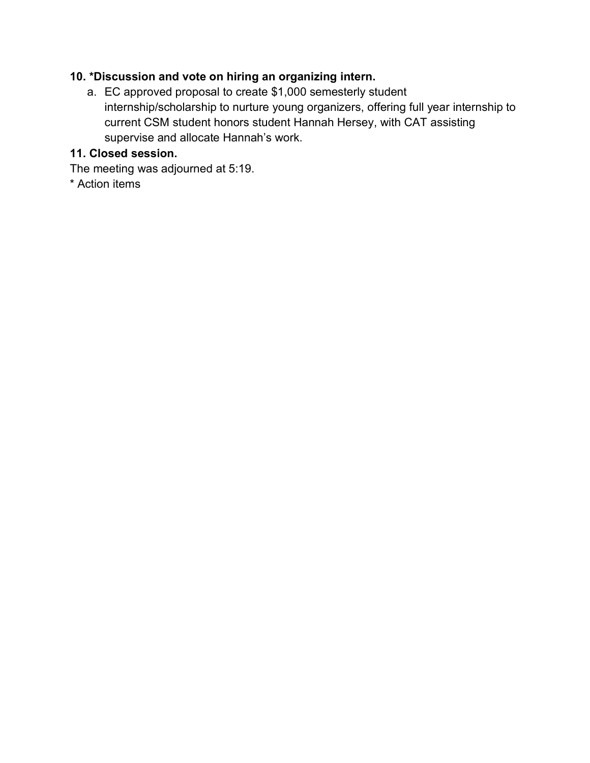**10. *Discussion and vote on hiring an organizing intern.**

a. EC approved proposal to create $1,000 semesterly student internship/scholarship to nurture young organizers, offering full year internship to current CSM student honors student Hannah Hersey, with CAT assisting supervise and allocate Hannah's work.

**11. Closed session.**

The meeting was adjourned at 5:19.

* Action items